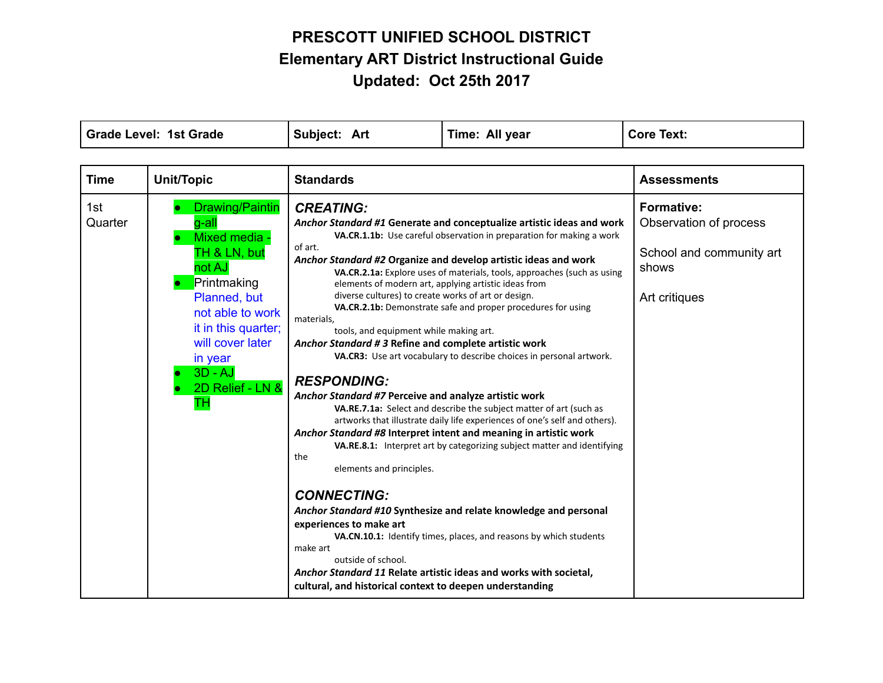# PRESCOTT UNIFIED SCHOOL DISTRICT
## Elementary ART District Instructional Guide
## Updated: Oct 25th 2017

| Grade Level: 1st Grade | Subject: Art | Time: All year | Core Text: |
|---|---|---|---|

| Time | Unit/Topic | Standards | Assessments |
|---|---|---|---|
| 1st Quarter | • Drawing/Painting-all<br>• Mixed media - TH & LN, but not AJ<br>• Printmaking Planned, but not able to work it in this quarter; will cover later in year<br>• 3D - AJ<br>• 2D Relief - LN & TH | ***CREATING:***<br>***Anchor Standard #1* Generate and conceptualize artistic ideas and work**<br>**VA.CR.1.1b:** Use careful observation in preparation for making a work of art.<br>***Anchor Standard #2* Organize and develop artistic ideas and work**<br>**VA.CR.2.1a:** Explore uses of materials, tools, approaches (such as using elements of modern art, applying artistic ideas from diverse cultures) to create works of art or design.<br>**VA.CR.2.1b:** Demonstrate safe and proper procedures for using materials, tools, and equipment while making art.<br>***Anchor Standard # 3* Refine and complete artistic work**<br>**VA.CR3:** Use art vocabulary to describe choices in personal artwork.<br><br>***RESPONDING:***<br>***Anchor Standard #7* Perceive and analyze artistic work**<br>**VA.RE.7.1a:** Select and describe the subject matter of art (such as artworks that illustrate daily life experiences of one's self and others).<br>***Anchor Standard #8* Interpret intent and meaning in artistic work**<br>**VA.RE.8.1:** Interpret art by categorizing subject matter and identifying the elements and principles.<br><br>***CONNECTING:***<br>***Anchor Standard #10* Synthesize and relate knowledge and personal experiences to make art**<br>**VA.CN.10.1:** Identify times, places, and reasons by which students make art outside of school.<br>***Anchor Standard 11* Relate artistic ideas and works with societal, cultural, and historical context to deepen understanding** | **Formative:**<br>Observation of process<br><br>School and community art shows<br><br>Art critiques |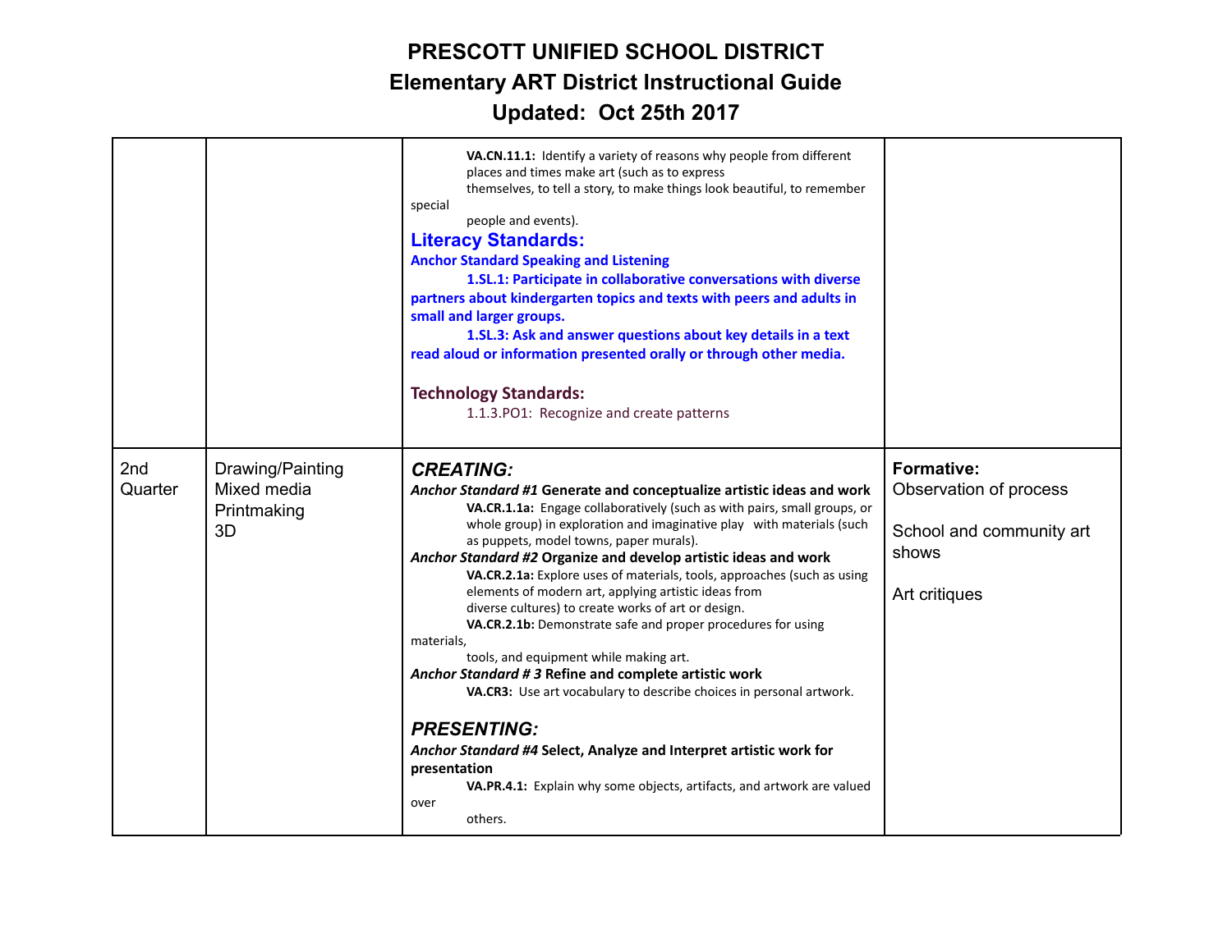# PRESCOTT UNIFIED SCHOOL DISTRICT
## Elementary ART District Instructional Guide
## Updated: Oct 25th 2017

| | | | |
|---|---|---|---|
| | | **VA.CN.11.1:** Identify a variety of reasons why people from different places and times make art (such as to express themselves, to tell a story, to make things look beautiful, to remember special people and events).<br><br>**Literacy Standards:**<br>**Anchor Standard Speaking and Listening**<br>**1.SL.1: Participate in collaborative conversations with diverse partners about kindergarten topics and texts with peers and adults in small and larger groups.**<br>**1.SL.3: Ask and answer questions about key details in a text read aloud or information presented orally or through other media.**<br><br>**Technology Standards:**<br>1.1.3.PO1: Recognize and create patterns | |
| 2nd Quarter | Drawing/Painting<br>Mixed media<br>Printmaking<br>3D | ***CREATING:***<br>***Anchor Standard #1*** **Generate and conceptualize artistic ideas and work**<br>**VA.CR.1.1a:** Engage collaboratively (such as with pairs, small groups, or whole group) in exploration and imaginative play with materials (such as puppets, model towns, paper murals).<br>***Anchor Standard #2*** **Organize and develop artistic ideas and work**<br>**VA.CR.2.1a:** Explore uses of materials, tools, approaches (such as using elements of modern art, applying artistic ideas from diverse cultures) to create works of art or design.<br>**VA.CR.2.1b:** Demonstrate safe and proper procedures for using materials, tools, and equipment while making art.<br>***Anchor Standard # 3*** **Refine and complete artistic work**<br>**VA.CR3:** Use art vocabulary to describe choices in personal artwork.<br><br>***PRESENTING:***<br>***Anchor Standard #4*** **Select, Analyze and Interpret artistic work for presentation**<br>**VA.PR.4.1:** Explain why some objects, artifacts, and artwork are valued over others. | **Formative:**<br>Observation of process<br><br>School and community art shows<br><br>Art critiques |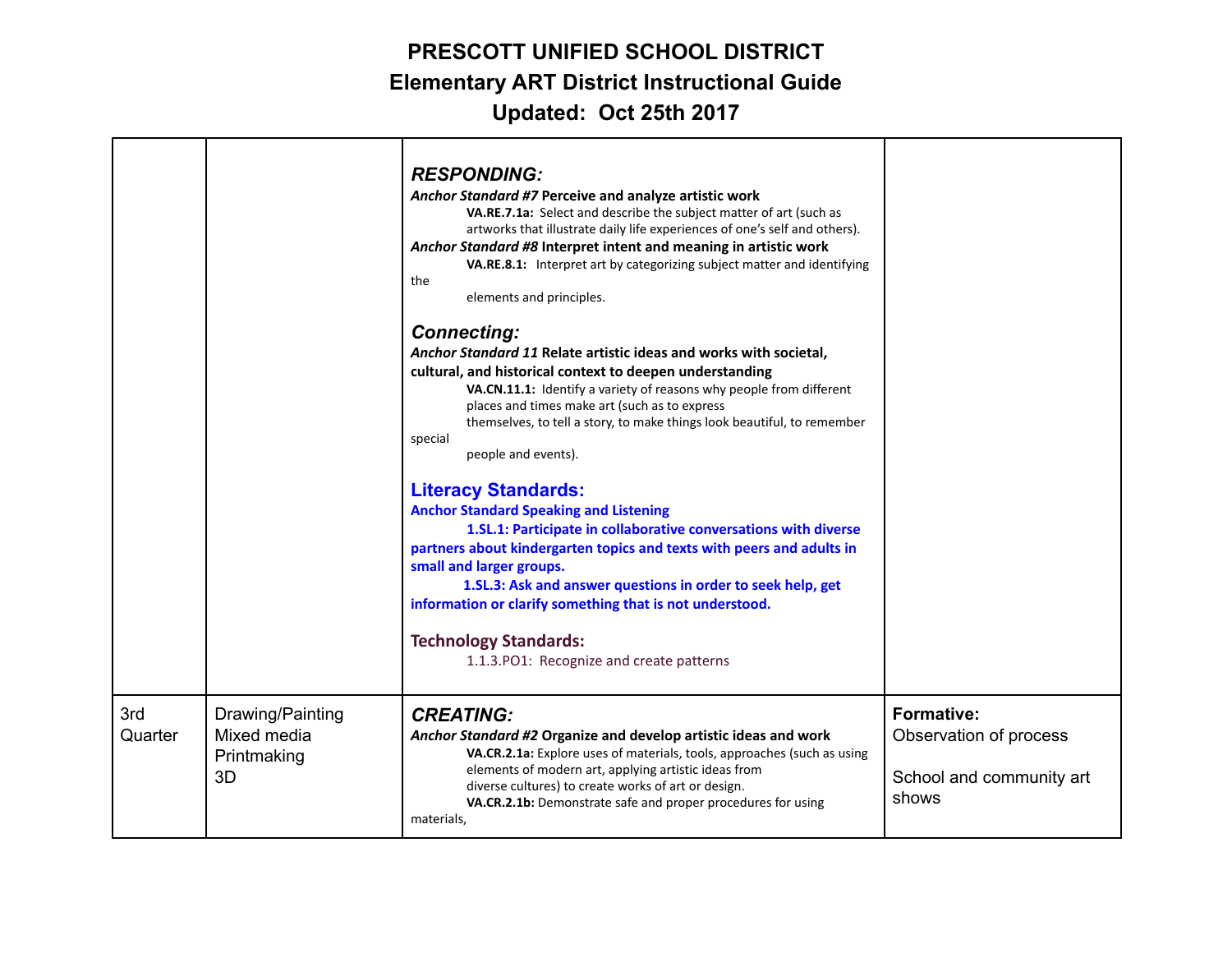# PRESCOTT UNIFIED SCHOOL DISTRICT
## Elementary ART District Instructional Guide
## Updated: Oct 25th 2017

| | | | |
|---|---|---|---|
| | | ***RESPONDING:***<br>***Anchor Standard #7* Perceive and analyze artistic work**<br>**VA.RE.7.1a:** Select and describe the subject matter of art (such as artworks that illustrate daily life experiences of one's self and others).<br>***Anchor Standard #8* Interpret intent and meaning in artistic work**<br>**VA.RE.8.1:** Interpret art by categorizing subject matter and identifying the elements and principles.<br><br>***Connecting:***<br>***Anchor Standard 11* Relate artistic ideas and works with societal, cultural, and historical context to deepen understanding**<br>**VA.CN.11.1:** Identify a variety of reasons why people from different places and times make art (such as to express themselves, to tell a story, to make things look beautiful, to remember special people and events).<br><br>**Literacy Standards:**<br>**Anchor Standard Speaking and Listening**<br>**1.SL.1: Participate in collaborative conversations with diverse partners about kindergarten topics and texts with peers and adults in small and larger groups.**<br>**1.SL.3: Ask and answer questions in order to seek help, get information or clarify something that is not understood.**<br><br>**Technology Standards:**<br>1.1.3.PO1: Recognize and create patterns | |
| 3rd Quarter | Drawing/Painting<br>Mixed media<br>Printmaking<br>3D | ***CREATING:***<br>***Anchor Standard #2* Organize and develop artistic ideas and work**<br>**VA.CR.2.1a:** Explore uses of materials, tools, approaches (such as using elements of modern art, applying artistic ideas from diverse cultures) to create works of art or design.<br>**VA.CR.2.1b:** Demonstrate safe and proper procedures for using materials, | **Formative:**<br>Observation of process<br><br>School and community art shows |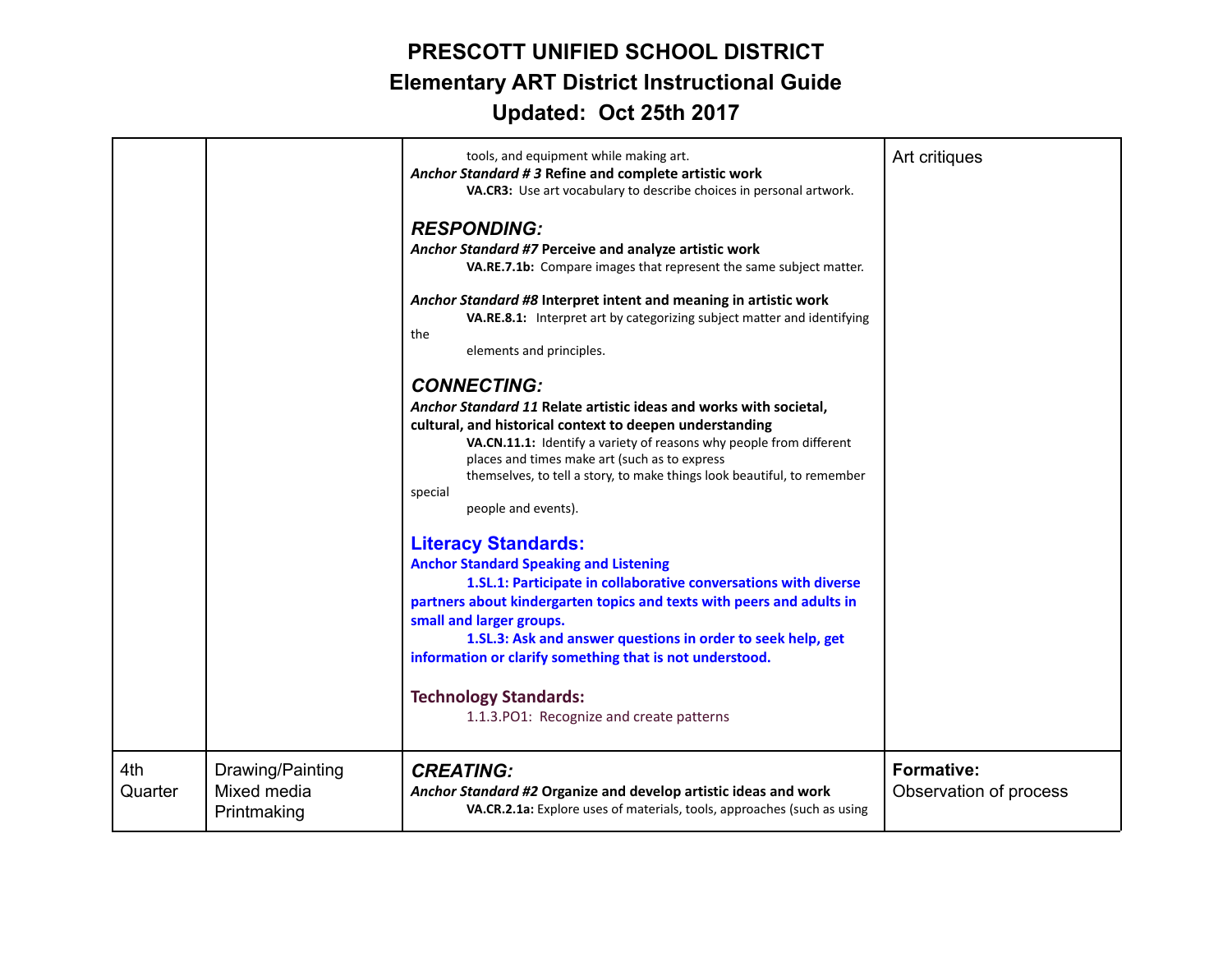# PRESCOTT UNIFIED SCHOOL DISTRICT
## Elementary ART District Instructional Guide
## Updated: Oct 25th 2017

| | | | |
|---|---|---|---|
| | | tools, and equipment while making art.<br>***Anchor Standard # 3*** **Refine and complete artistic work**<br>**VA.CR3:** Use art vocabulary to describe choices in personal artwork.<br><br>***RESPONDING:***<br>***Anchor Standard #7*** **Perceive and analyze artistic work**<br>**VA.RE.7.1b:** Compare images that represent the same subject matter.<br><br>***Anchor Standard #8*** **Interpret intent and meaning in artistic work**<br>**VA.RE.8.1:** Interpret art by categorizing subject matter and identifying the elements and principles.<br><br>***CONNECTING:***<br>***Anchor Standard 11*** **Relate artistic ideas and works with societal, cultural, and historical context to deepen understanding**<br>**VA.CN.11.1:** Identify a variety of reasons why people from different places and times make art (such as to express themselves, to tell a story, to make things look beautiful, to remember special people and events).<br><br>**Literacy Standards:**<br>**Anchor Standard Speaking and Listening**<br>**1.SL.1: Participate in collaborative conversations with diverse partners about kindergarten topics and texts with peers and adults in small and larger groups.**<br>**1.SL.3: Ask and answer questions in order to seek help, get information or clarify something that is not understood.**<br><br>**Technology Standards:**<br>1.1.3.PO1: Recognize and create patterns | Art critiques |
| 4th Quarter | Drawing/Painting<br>Mixed media<br>Printmaking | ***CREATING:***<br>***Anchor Standard #2*** **Organize and develop artistic ideas and work**<br>**VA.CR.2.1a:** Explore uses of materials, tools, approaches (such as using | **Formative:**<br>Observation of process |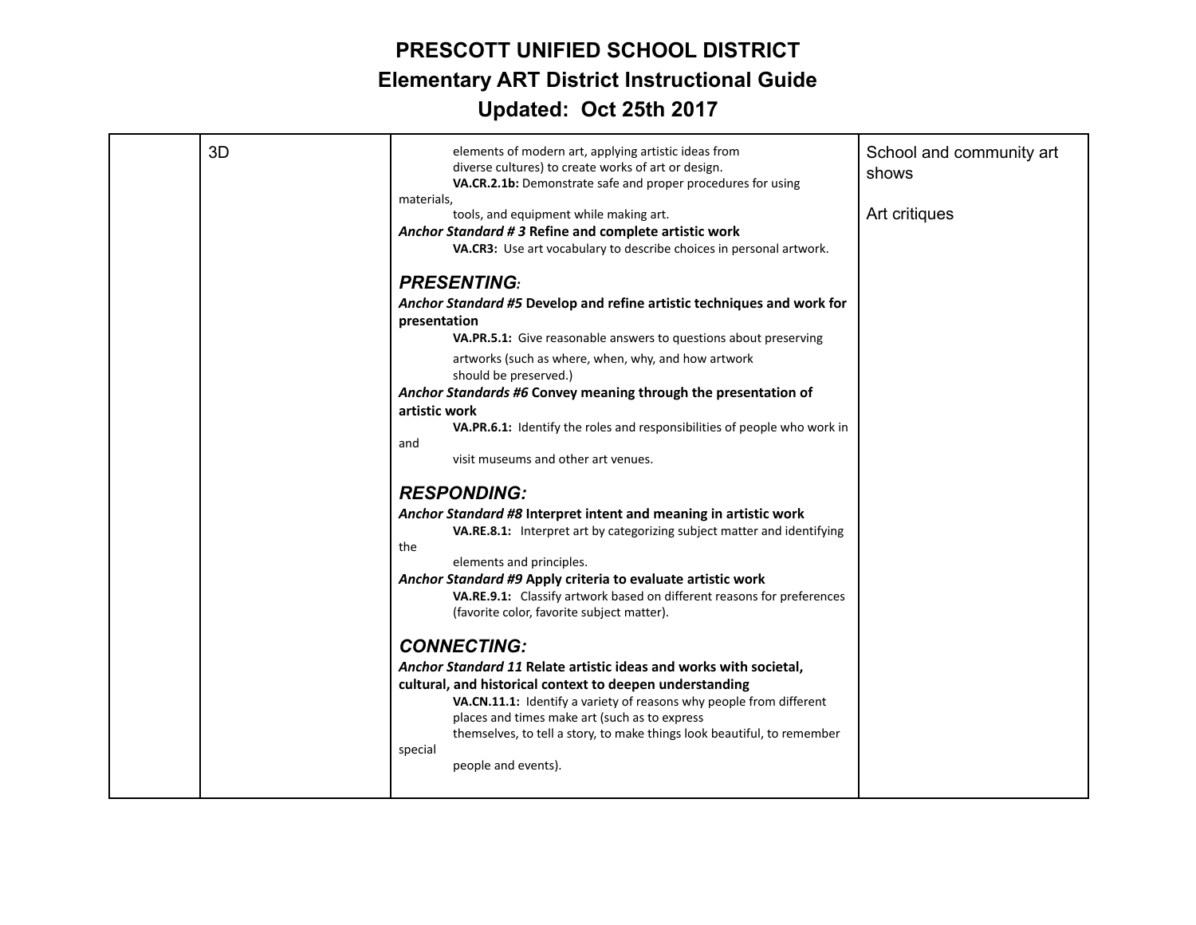# PRESCOTT UNIFIED SCHOOL DISTRICT
## Elementary ART District Instructional Guide
## Updated: Oct 25th 2017

| | | | |
|---|---|---|---|
| | 3D | elements of modern art, applying artistic ideas from diverse cultures) to create works of art or design.<br>**VA.CR.2.1b:** Demonstrate safe and proper procedures for using materials, tools, and equipment while making art.<br>***Anchor Standard # 3*** **Refine and complete artistic work**<br>**VA.CR3:** Use art vocabulary to describe choices in personal artwork.<br><br>***PRESENTING:***<br>***Anchor Standard #5*** **Develop and refine artistic techniques and work for presentation**<br>**VA.PR.5.1:** Give reasonable answers to questions about preserving artworks (such as where, when, why, and how artwork should be preserved.)<br>***Anchor Standards #6*** **Convey meaning through the presentation of artistic work**<br>**VA.PR.6.1:** Identify the roles and responsibilities of people who work in and visit museums and other art venues.<br><br>***RESPONDING:***<br>***Anchor Standard #8*** **Interpret intent and meaning in artistic work**<br>**VA.RE.8.1:** Interpret art by categorizing subject matter and identifying the elements and principles.<br>***Anchor Standard #9*** **Apply criteria to evaluate artistic work**<br>**VA.RE.9.1:** Classify artwork based on different reasons for preferences (favorite color, favorite subject matter).<br><br>***CONNECTING:***<br>***Anchor Standard 11*** **Relate artistic ideas and works with societal, cultural, and historical context to deepen understanding**<br>**VA.CN.11.1:** Identify a variety of reasons why people from different places and times make art (such as to express themselves, to tell a story, to make things look beautiful, to remember special people and events). | School and community art shows<br><br>Art critiques |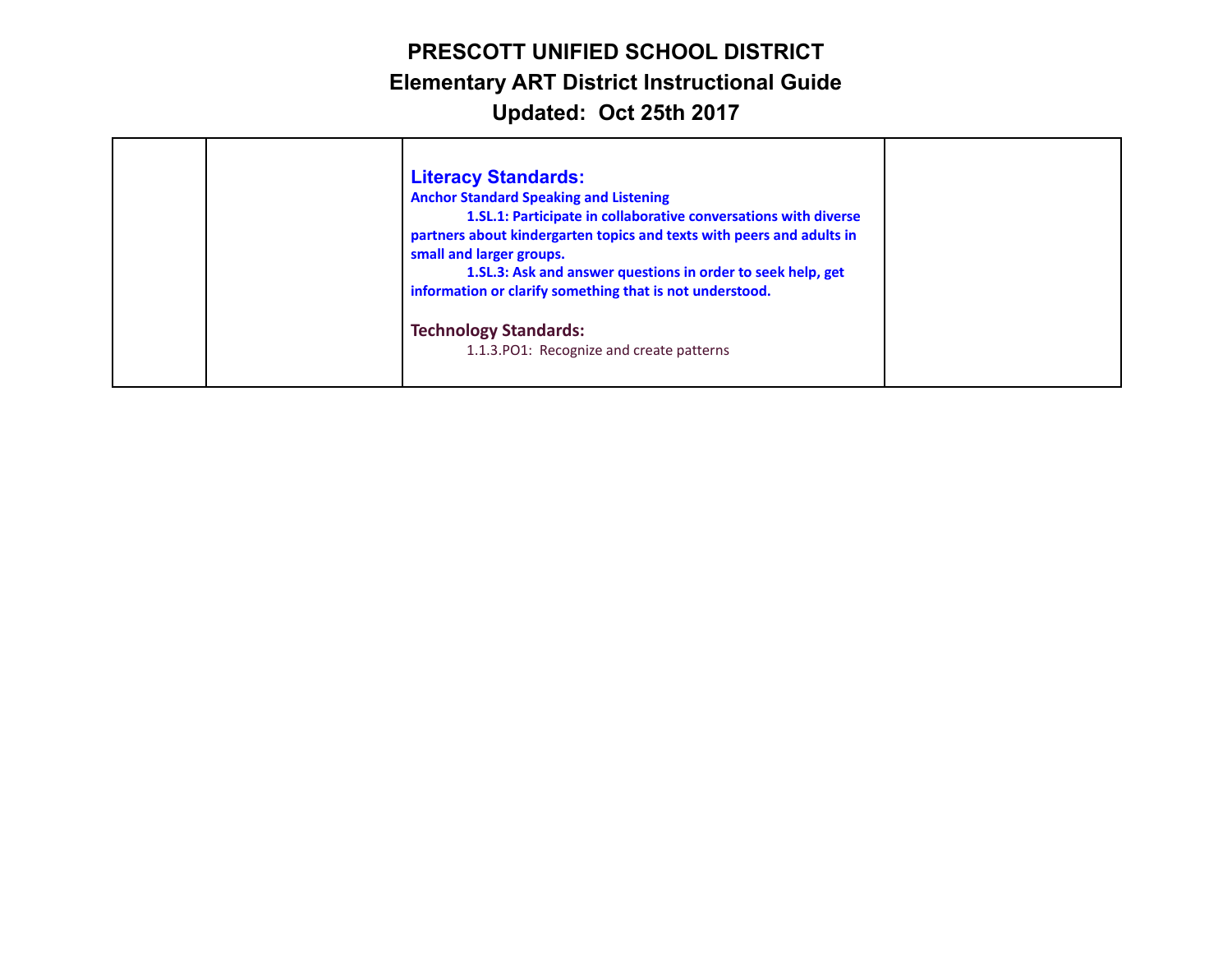# PRESCOTT UNIFIED SCHOOL DISTRICT
## Elementary ART District Instructional Guide
## Updated: Oct 25th 2017

| | | | |
|---|---|---|---|
| | | **Literacy Standards:**<br>**Anchor Standard Speaking and Listening**<br>**1.SL.1: Participate in collaborative conversations with diverse partners about kindergarten topics and texts with peers and adults in small and larger groups.**<br>**1.SL.3: Ask and answer questions in order to seek help, get information or clarify something that is not understood.**<br><br>**Technology Standards:**<br>1.1.3.PO1: Recognize and create patterns | |